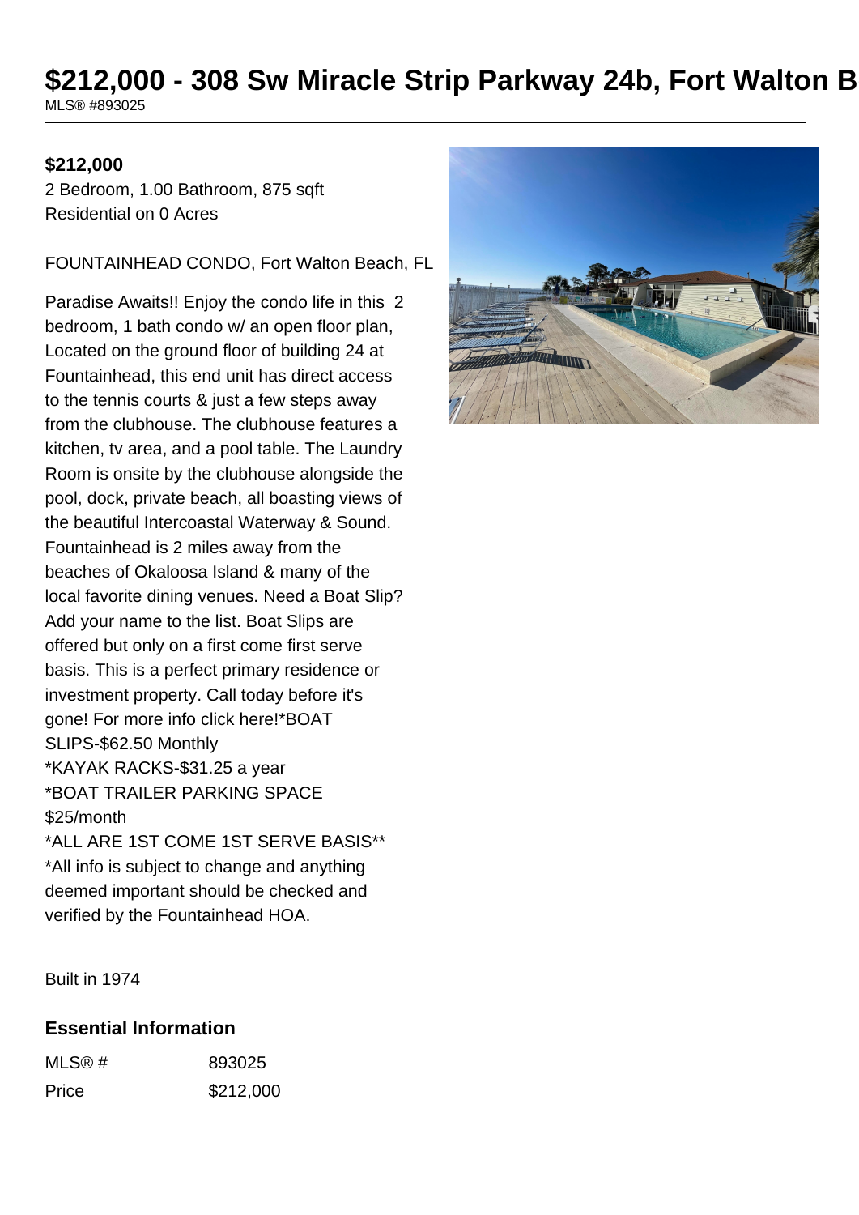# $212,000 - 308 Sw Miracle Strip Parkway 24b, Fort Walton B

MLS® #893025

**$212,000**

2 Bedroom, 1.00 Bathroom, 875 sqft

Residential on 0 Acres

FOUNTAINHEAD CONDO, Fort Walton Beach, FL

Paradise Awaits!! Enjoy the condo life in this 2 bedroom, 1 bath condo w/ an open floor plan, Located on the ground floor of building 24 at Fountainhead, this end unit has direct access to the tennis courts & just a few steps away from the clubhouse. The clubhouse features a kitchen, tv area, and a pool table. The Laundry Room is onsite by the clubhouse alongside the pool, dock, private beach, all boasting views of the beautiful Intercoastal Waterway & Sound. Fountainhead is 2 miles away from the beaches of Okaloosa Island & many of the local favorite dining venues. Need a Boat Slip? Add your name to the list. Boat Slips are offered but only on a first come first serve basis. This is a perfect primary residence or investment property. Call today before it's gone! For more info click here!*BOAT SLIPS-$62.50 Monthly
*KAYAK RACKS-$31.25 a year
*BOAT TRAILER PARKING SPACE $25/month
*ALL ARE 1ST COME 1ST SERVE BASIS**
*All info is subject to change and anything deemed important should be checked and verified by the Fountainhead HOA.

Built in 1974

## Essential Information

| MLS® # | 893025 |
| --- | --- |
| Price | $212,000 |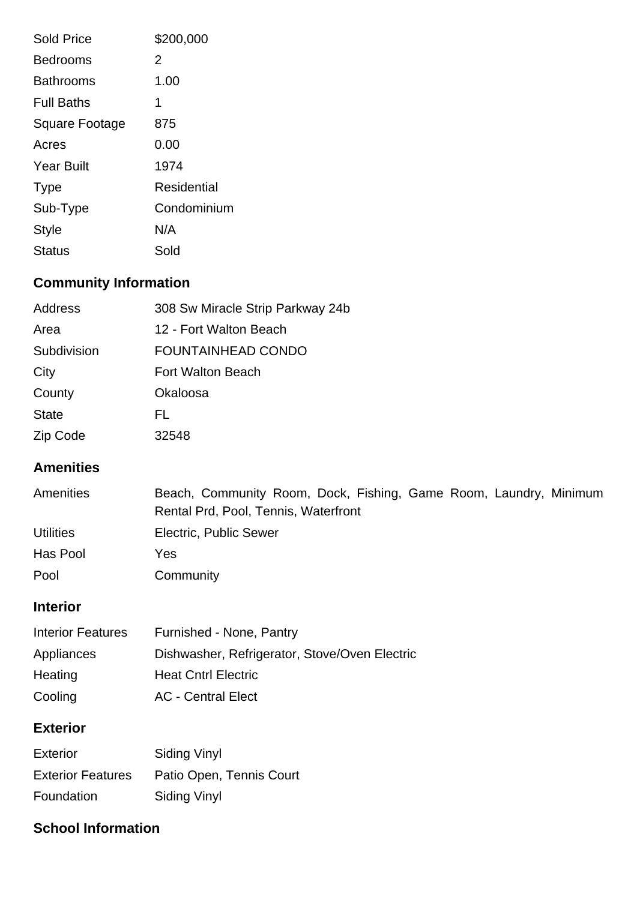| | |
|---|---|
| Sold Price | $200,000 |
| Bedrooms | 2 |
| Bathrooms | 1.00 |
| Full Baths | 1 |
| Square Footage | 875 |
| Acres | 0.00 |
| Year Built | 1974 |
| Type | Residential |
| Sub-Type | Condominium |
| Style | N/A |
| Status | Sold |

## Community Information

| | |
|---|---|
| Address | 308 Sw Miracle Strip Parkway 24b |
| Area | 12 - Fort Walton Beach |
| Subdivision | FOUNTAINHEAD CONDO |
| City | Fort Walton Beach |
| County | Okaloosa |
| State | FL |
| Zip Code | 32548 |

## Amenities

| | |
|---|---|
| Amenities | Beach, Community Room, Dock, Fishing, Game Room, Laundry, Minimum Rental Prd, Pool, Tennis, Waterfront |
| Utilities | Electric, Public Sewer |
| Has Pool | Yes |
| Pool | Community |

## Interior

| | |
|---|---|
| Interior Features | Furnished - None, Pantry |
| Appliances | Dishwasher, Refrigerator, Stove/Oven Electric |
| Heating | Heat Cntrl Electric |
| Cooling | AC - Central Elect |

## Exterior

| | |
|---|---|
| Exterior | Siding Vinyl |
| Exterior Features | Patio Open, Tennis Court |
| Foundation | Siding Vinyl |

## School Information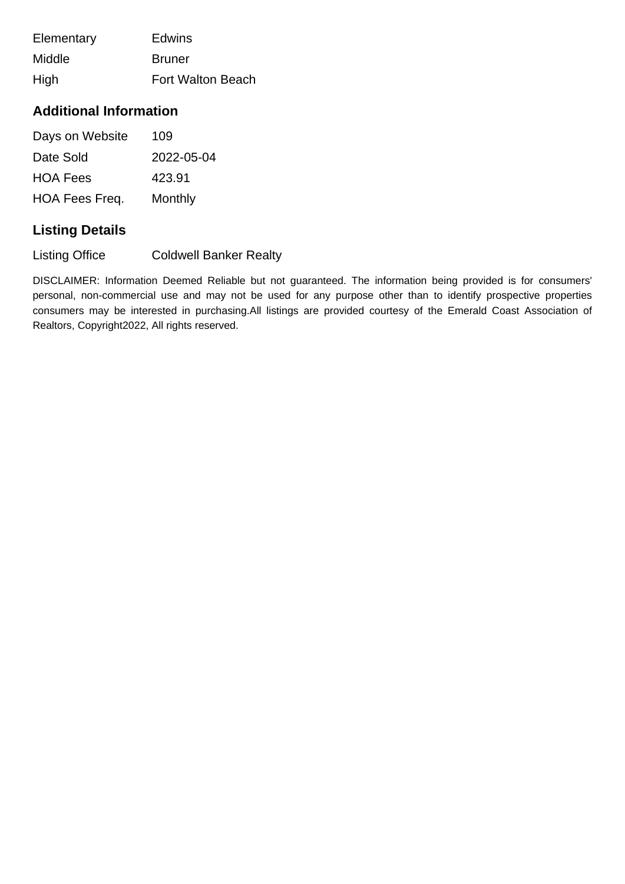| | |
|---|---|
| Elementary | Edwins |
| Middle | Bruner |
| High | Fort Walton Beach |

## Additional Information

| | |
|---|---|
| Days on Website | 109 |
| Date Sold | 2022-05-04 |
| HOA Fees | 423.91 |
| HOA Fees Freq. | Monthly |

## Listing Details

| | |
|---|---|
| Listing Office | Coldwell Banker Realty |

DISCLAIMER: Information Deemed Reliable but not guaranteed. The information being provided is for consumers' personal, non-commercial use and may not be used for any purpose other than to identify prospective properties consumers may be interested in purchasing.All listings are provided courtesy of the Emerald Coast Association of Realtors, Copyright2022, All rights reserved.